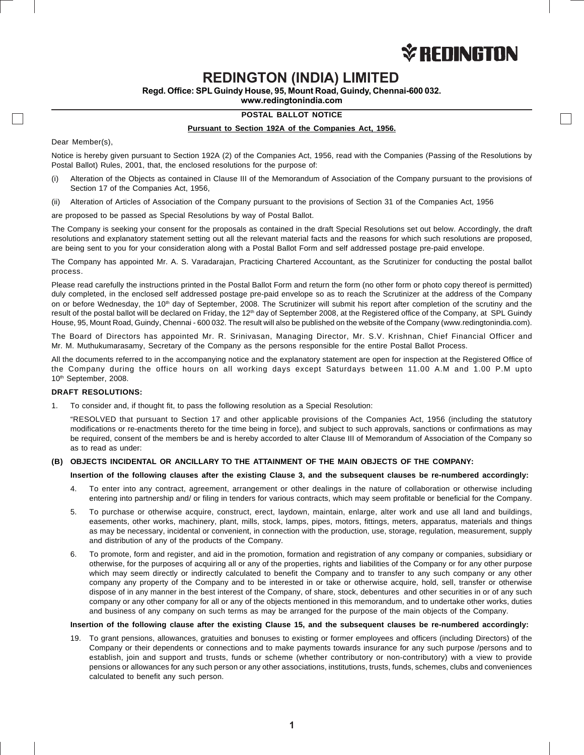REDINGTON

# REDINGTON (INDIA) LIMITED

**Regd. Office: SPL Guindy House, 95, Mount Road, Guindy, Chennai-600 032.**
**www.redingtonindia.com**

## POSTAL BALLOT NOTICE

**Pursuant to Section 192A of the Companies Act, 1956.**

Dear Member(s),

Notice is hereby given pursuant to Section 192A (2) of the Companies Act, 1956, read with the Companies (Passing of the Resolutions by Postal Ballot) Rules, 2001, that, the enclosed resolutions for the purpose of:

(i) Alteration of the Objects as contained in Clause III of the Memorandum of Association of the Company pursuant to the provisions of Section 17 of the Companies Act, 1956,

(ii) Alteration of Articles of Association of the Company pursuant to the provisions of Section 31 of the Companies Act, 1956

are proposed to be passed as Special Resolutions by way of Postal Ballot.

The Company is seeking your consent for the proposals as contained in the draft Special Resolutions set out below. Accordingly, the draft resolutions and explanatory statement setting out all the relevant material facts and the reasons for which such resolutions are proposed, are being sent to you for your consideration along with a Postal Ballot Form and self addressed postage pre-paid envelope.

The Company has appointed Mr. A. S. Varadarajan, Practicing Chartered Accountant, as the Scrutinizer for conducting the postal ballot process.

Please read carefully the instructions printed in the Postal Ballot Form and return the form (no other form or photo copy thereof is permitted) duly completed, in the enclosed self addressed postage pre-paid envelope so as to reach the Scrutinizer at the address of the Company on or before Wednesday, the 10th day of September, 2008. The Scrutinizer will submit his report after completion of the scrutiny and the result of the postal ballot will be declared on Friday, the 12th day of September 2008, at the Registered office of the Company, at SPL Guindy House, 95, Mount Road, Guindy, Chennai - 600 032. The result will also be published on the website of the Company (www.redingtonindia.com).

The Board of Directors has appointed Mr. R. Srinivasan, Managing Director, Mr. S.V. Krishnan, Chief Financial Officer and Mr. M. Muthukumarasamy, Secretary of the Company as the persons responsible for the entire Postal Ballot Process.

All the documents referred to in the accompanying notice and the explanatory statement are open for inspection at the Registered Office of the Company during the office hours on all working days except Saturdays between 11.00 A.M and 1.00 P.M upto 10th September, 2008.

**DRAFT RESOLUTIONS:**

1. To consider and, if thought fit, to pass the following resolution as a Special Resolution:

   "RESOLVED that pursuant to Section 17 and other applicable provisions of the Companies Act, 1956 (including the statutory modifications or re-enactments thereto for the time being in force), and subject to such approvals, sanctions or confirmations as may be required, consent of the members be and is hereby accorded to alter Clause III of Memorandum of Association of the Company so as to read as under:

**(B) OBJECTS INCIDENTAL OR ANCILLARY TO THE ATTAINMENT OF THE MAIN OBJECTS OF THE COMPANY:**

**Insertion of the following clauses after the existing Clause 3, and the subsequent clauses be re-numbered accordingly:**

4. To enter into any contract, agreement, arrangement or other dealings in the nature of collaboration or otherwise including entering into partnership and/ or filing in tenders for various contracts, which may seem profitable or beneficial for the Company.

5. To purchase or otherwise acquire, construct, erect, laydown, maintain, enlarge, alter work and use all land and buildings, easements, other works, machinery, plant, mills, stock, lamps, pipes, motors, fittings, meters, apparatus, materials and things as may be necessary, incidental or convenient, in connection with the production, use, storage, regulation, measurement, supply and distribution of any of the products of the Company.

6. To promote, form and register, and aid in the promotion, formation and registration of any company or companies, subsidiary or otherwise, for the purposes of acquiring all or any of the properties, rights and liabilities of the Company or for any other purpose which may seem directly or indirectly calculated to benefit the Company and to transfer to any such company or any other company any property of the Company and to be interested in or take or otherwise acquire, hold, sell, transfer or otherwise dispose of in any manner in the best interest of the Company, of share, stock, debentures and other securities in or of any such company or any other company for all or any of the objects mentioned in this memorandum, and to undertake other works, duties and business of any company on such terms as may be arranged for the purpose of the main objects of the Company.

**Insertion of the following clause after the existing Clause 15, and the subsequent clauses be re-numbered accordingly:**

19. To grant pensions, allowances, gratuities and bonuses to existing or former employees and officers (including Directors) of the Company or their dependents or connections and to make payments towards insurance for any such purpose /persons and to establish, join and support and trusts, funds or scheme (whether contributory or non-contributory) with a view to provide pensions or allowances for any such person or any other associations, institutions, trusts, funds, schemes, clubs and conveniences calculated to benefit any such person.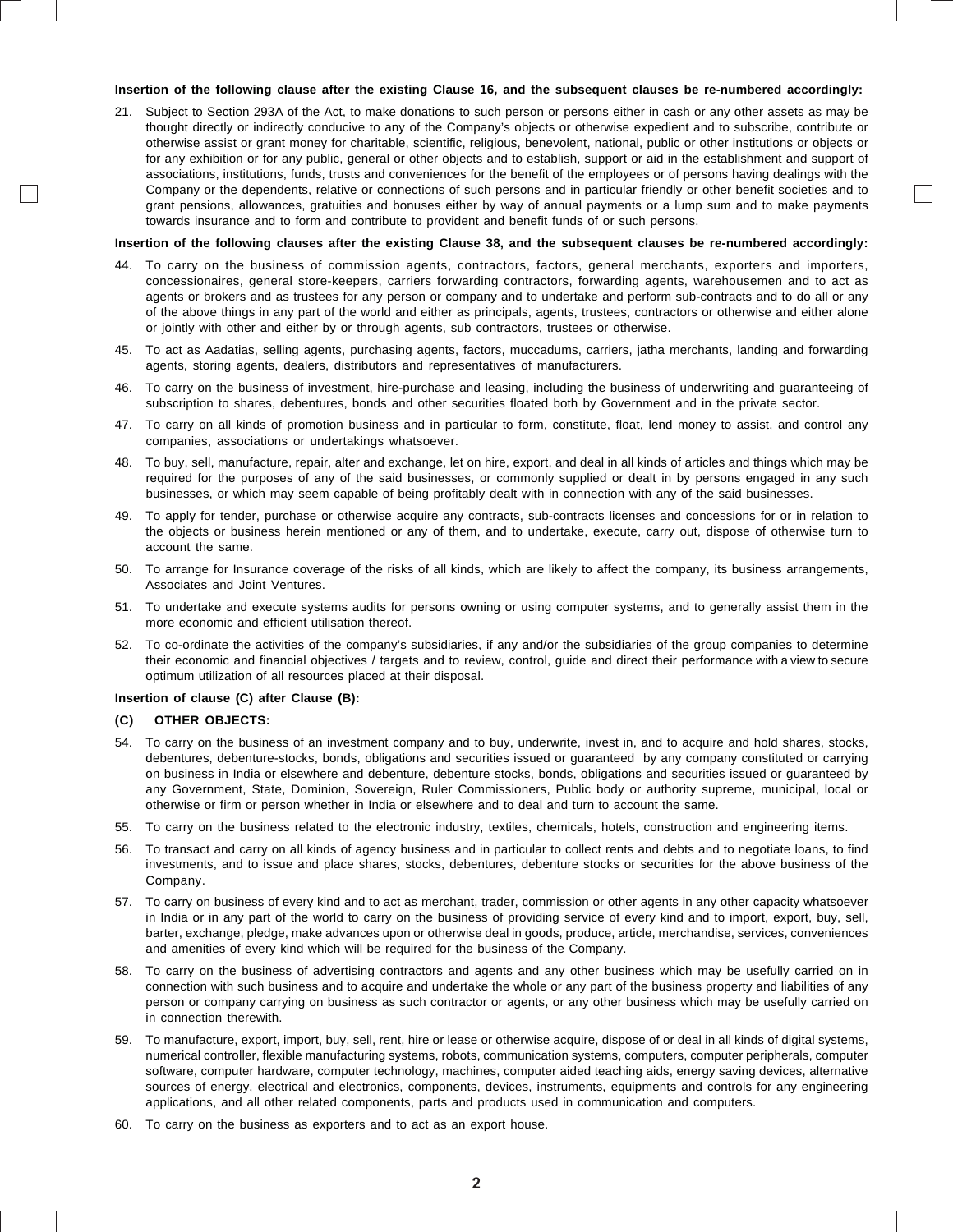**Insertion of the following clause after the existing Clause 16, and the subsequent clauses be re-numbered accordingly:**

21. Subject to Section 293A of the Act, to make donations to such person or persons either in cash or any other assets as may be thought directly or indirectly conducive to any of the Company's objects or otherwise expedient and to subscribe, contribute or otherwise assist or grant money for charitable, scientific, religious, benevolent, national, public or other institutions or objects or for any exhibition or for any public, general or other objects and to establish, support or aid in the establishment and support of associations, institutions, funds, trusts and conveniences for the benefit of the employees or of persons having dealings with the Company or the dependents, relative or connections of such persons and in particular friendly or other benefit societies and to grant pensions, allowances, gratuities and bonuses either by way of annual payments or a lump sum and to make payments towards insurance and to form and contribute to provident and benefit funds of or such persons.

**Insertion of the following clauses after the existing Clause 38, and the subsequent clauses be re-numbered accordingly:**

44. To carry on the business of commission agents, contractors, factors, general merchants, exporters and importers, concessionaires, general store-keepers, carriers forwarding contractors, forwarding agents, warehousemen and to act as agents or brokers and as trustees for any person or company and to undertake and perform sub-contracts and to do all or any of the above things in any part of the world and either as principals, agents, trustees, contractors or otherwise and either alone or jointly with other and either by or through agents, sub contractors, trustees or otherwise.

45. To act as Aadatias, selling agents, purchasing agents, factors, muccadums, carriers, jatha merchants, landing and forwarding agents, storing agents, dealers, distributors and representatives of manufacturers.

46. To carry on the business of investment, hire-purchase and leasing, including the business of underwriting and guaranteeing of subscription to shares, debentures, bonds and other securities floated both by Government and in the private sector.

47. To carry on all kinds of promotion business and in particular to form, constitute, float, lend money to assist, and control any companies, associations or undertakings whatsoever.

48. To buy, sell, manufacture, repair, alter and exchange, let on hire, export, and deal in all kinds of articles and things which may be required for the purposes of any of the said businesses, or commonly supplied or dealt in by persons engaged in any such businesses, or which may seem capable of being profitably dealt with in connection with any of the said businesses.

49. To apply for tender, purchase or otherwise acquire any contracts, sub-contracts licenses and concessions for or in relation to the objects or business herein mentioned or any of them, and to undertake, execute, carry out, dispose of otherwise turn to account the same.

50. To arrange for Insurance coverage of the risks of all kinds, which are likely to affect the company, its business arrangements, Associates and Joint Ventures.

51. To undertake and execute systems audits for persons owning or using computer systems, and to generally assist them in the more economic and efficient utilisation thereof.

52. To co-ordinate the activities of the company's subsidiaries, if any and/or the subsidiaries of the group companies to determine their economic and financial objectives / targets and to review, control, guide and direct their performance with a view to secure optimum utilization of all resources placed at their disposal.

**Insertion of clause (C) after Clause (B):**

**(C) OTHER OBJECTS:**

54. To carry on the business of an investment company and to buy, underwrite, invest in, and to acquire and hold shares, stocks, debentures, debenture-stocks, bonds, obligations and securities issued or guaranteed by any company constituted or carrying on business in India or elsewhere and debenture, debenture stocks, bonds, obligations and securities issued or guaranteed by any Government, State, Dominion, Sovereign, Ruler Commissioners, Public body or authority supreme, municipal, local or otherwise or firm or person whether in India or elsewhere and to deal and turn to account the same.

55. To carry on the business related to the electronic industry, textiles, chemicals, hotels, construction and engineering items.

56. To transact and carry on all kinds of agency business and in particular to collect rents and debts and to negotiate loans, to find investments, and to issue and place shares, stocks, debentures, debenture stocks or securities for the above business of the Company.

57. To carry on business of every kind and to act as merchant, trader, commission or other agents in any other capacity whatsoever in India or in any part of the world to carry on the business of providing service of every kind and to import, export, buy, sell, barter, exchange, pledge, make advances upon or otherwise deal in goods, produce, article, merchandise, services, conveniences and amenities of every kind which will be required for the business of the Company.

58. To carry on the business of advertising contractors and agents and any other business which may be usefully carried on in connection with such business and to acquire and undertake the whole or any part of the business property and liabilities of any person or company carrying on business as such contractor or agents, or any other business which may be usefully carried on in connection therewith.

59. To manufacture, export, import, buy, sell, rent, hire or lease or otherwise acquire, dispose of or deal in all kinds of digital systems, numerical controller, flexible manufacturing systems, robots, communication systems, computers, computer peripherals, computer software, computer hardware, computer technology, machines, computer aided teaching aids, energy saving devices, alternative sources of energy, electrical and electronics, components, devices, instruments, equipments and controls for any engineering applications, and all other related components, parts and products used in communication and computers.

60. To carry on the business as exporters and to act as an export house.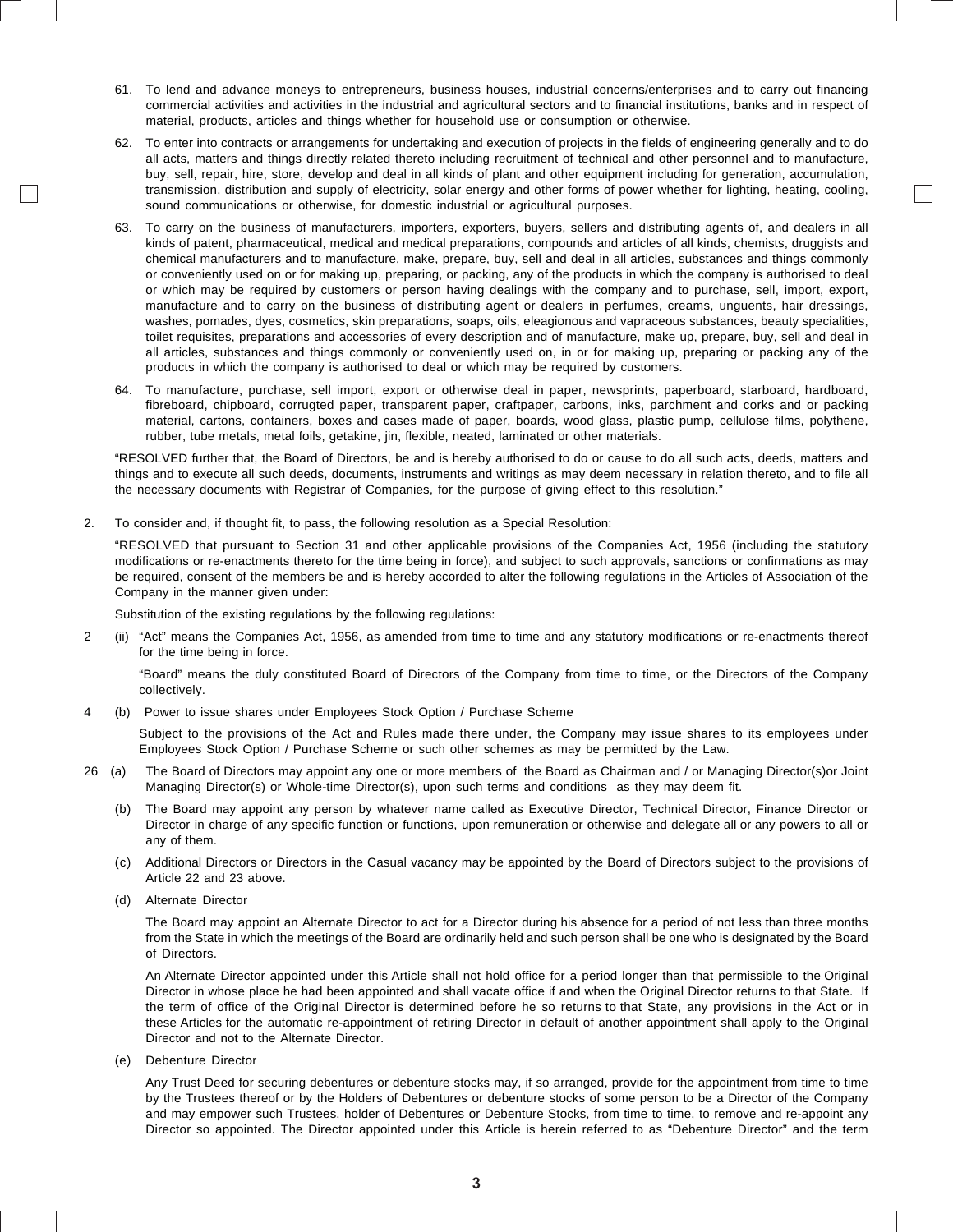61. To lend and advance moneys to entrepreneurs, business houses, industrial concerns/enterprises and to carry out financing commercial activities and activities in the industrial and agricultural sectors and to financial institutions, banks and in respect of material, products, articles and things whether for household use or consumption or otherwise.

62. To enter into contracts or arrangements for undertaking and execution of projects in the fields of engineering generally and to do all acts, matters and things directly related thereto including recruitment of technical and other personnel and to manufacture, buy, sell, repair, hire, store, develop and deal in all kinds of plant and other equipment including for generation, accumulation, transmission, distribution and supply of electricity, solar energy and other forms of power whether for lighting, heating, cooling, sound communications or otherwise, for domestic industrial or agricultural purposes.

63. To carry on the business of manufacturers, importers, exporters, buyers, sellers and distributing agents of, and dealers in all kinds of patent, pharmaceutical, medical and medical preparations, compounds and articles of all kinds, chemists, druggists and chemical manufacturers and to manufacture, make, prepare, buy, sell and deal in all articles, substances and things commonly or conveniently used on or for making up, preparing, or packing, any of the products in which the company is authorised to deal or which may be required by customers or person having dealings with the company and to purchase, sell, import, export, manufacture and to carry on the business of distributing agent or dealers in perfumes, creams, unguents, hair dressings, washes, pomades, dyes, cosmetics, skin preparations, soaps, oils, eleagionous and vapraceous substances, beauty specialities, toilet requisites, preparations and accessories of every description and of manufacture, make up, prepare, buy, sell and deal in all articles, substances and things commonly or conveniently used on, in or for making up, preparing or packing any of the products in which the company is authorised to deal or which may be required by customers.

64. To manufacture, purchase, sell import, export or otherwise deal in paper, newsprints, paperboard, starboard, hardboard, fibreboard, chipboard, corrugted paper, transparent paper, craftpaper, carbons, inks, parchment and corks and or packing material, cartons, containers, boxes and cases made of paper, boards, wood glass, plastic pump, cellulose films, polythene, rubber, tube metals, metal foils, getakine, jin, flexible, neated, laminated or other materials.

"RESOLVED further that, the Board of Directors, be and is hereby authorised to do or cause to do all such acts, deeds, matters and things and to execute all such deeds, documents, instruments and writings as may deem necessary in relation thereto, and to file all the necessary documents with Registrar of Companies, for the purpose of giving effect to this resolution."

2. To consider and, if thought fit, to pass, the following resolution as a Special Resolution:

"RESOLVED that pursuant to Section 31 and other applicable provisions of the Companies Act, 1956 (including the statutory modifications or re-enactments thereto for the time being in force), and subject to such approvals, sanctions or confirmations as may be required, consent of the members be and is hereby accorded to alter the following regulations in the Articles of Association of the Company in the manner given under:

Substitution of the existing regulations by the following regulations:

2 (ii) "Act" means the Companies Act, 1956, as amended from time to time and any statutory modifications or re-enactments thereof for the time being in force.

"Board" means the duly constituted Board of Directors of the Company from time to time, or the Directors of the Company collectively.

4 (b) Power to issue shares under Employees Stock Option / Purchase Scheme

Subject to the provisions of the Act and Rules made there under, the Company may issue shares to its employees under Employees Stock Option / Purchase Scheme or such other schemes as may be permitted by the Law.

26 (a) The Board of Directors may appoint any one or more members of the Board as Chairman and / or Managing Director(s)or Joint Managing Director(s) or Whole-time Director(s), upon such terms and conditions as they may deem fit.

(b) The Board may appoint any person by whatever name called as Executive Director, Technical Director, Finance Director or Director in charge of any specific function or functions, upon remuneration or otherwise and delegate all or any powers to all or any of them.

(c) Additional Directors or Directors in the Casual vacancy may be appointed by the Board of Directors subject to the provisions of Article 22 and 23 above.

(d) Alternate Director

The Board may appoint an Alternate Director to act for a Director during his absence for a period of not less than three months from the State in which the meetings of the Board are ordinarily held and such person shall be one who is designated by the Board of Directors.

An Alternate Director appointed under this Article shall not hold office for a period longer than that permissible to the Original Director in whose place he had been appointed and shall vacate office if and when the Original Director returns to that State. If the term of office of the Original Director is determined before he so returns to that State, any provisions in the Act or in these Articles for the automatic re-appointment of retiring Director in default of another appointment shall apply to the Original Director and not to the Alternate Director.

(e) Debenture Director

Any Trust Deed for securing debentures or debenture stocks may, if so arranged, provide for the appointment from time to time by the Trustees thereof or by the Holders of Debentures or debenture stocks of some person to be a Director of the Company and may empower such Trustees, holder of Debentures or Debenture Stocks, from time to time, to remove and re-appoint any Director so appointed. The Director appointed under this Article is herein referred to as "Debenture Director" and the term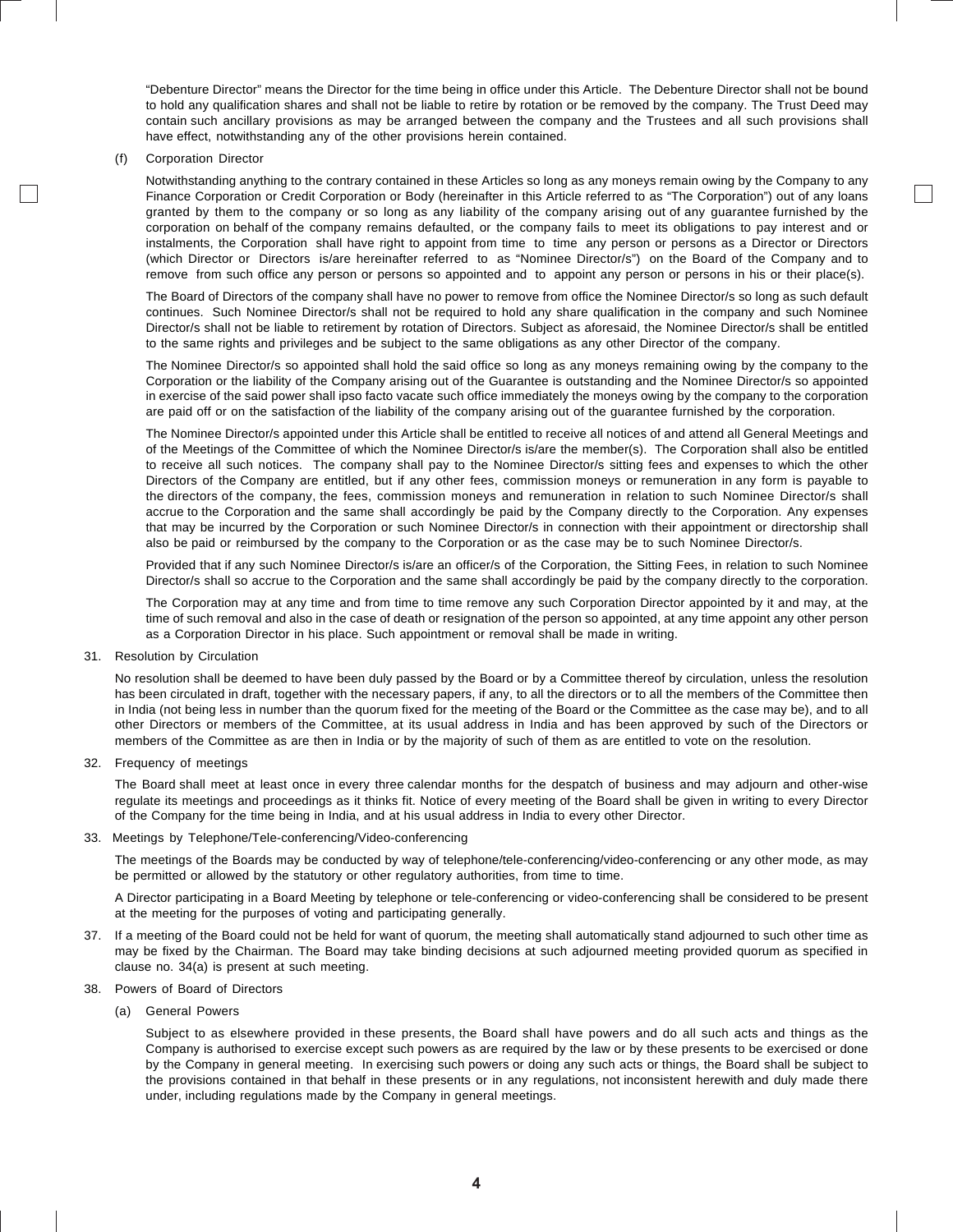"Debenture Director" means the Director for the time being in office under this Article. The Debenture Director shall not be bound to hold any qualification shares and shall not be liable to retire by rotation or be removed by the company. The Trust Deed may contain such ancillary provisions as may be arranged between the company and the Trustees and all such provisions shall have effect, notwithstanding any of the other provisions herein contained.

(f) Corporation Director

Notwithstanding anything to the contrary contained in these Articles so long as any moneys remain owing by the Company to any Finance Corporation or Credit Corporation or Body (hereinafter in this Article referred to as "The Corporation") out of any loans granted by them to the company or so long as any liability of the company arising out of any guarantee furnished by the corporation on behalf of the company remains defaulted, or the company fails to meet its obligations to pay interest and or instalments, the Corporation shall have right to appoint from time to time any person or persons as a Director or Directors (which Director or Directors is/are hereinafter referred to as "Nominee Director/s") on the Board of the Company and to remove from such office any person or persons so appointed and to appoint any person or persons in his or their place(s).

The Board of Directors of the company shall have no power to remove from office the Nominee Director/s so long as such default continues. Such Nominee Director/s shall not be required to hold any share qualification in the company and such Nominee Director/s shall not be liable to retirement by rotation of Directors. Subject as aforesaid, the Nominee Director/s shall be entitled to the same rights and privileges and be subject to the same obligations as any other Director of the company.

The Nominee Director/s so appointed shall hold the said office so long as any moneys remaining owing by the company to the Corporation or the liability of the Company arising out of the Guarantee is outstanding and the Nominee Director/s so appointed in exercise of the said power shall ipso facto vacate such office immediately the moneys owing by the company to the corporation are paid off or on the satisfaction of the liability of the company arising out of the guarantee furnished by the corporation.

The Nominee Director/s appointed under this Article shall be entitled to receive all notices of and attend all General Meetings and of the Meetings of the Committee of which the Nominee Director/s is/are the member(s). The Corporation shall also be entitled to receive all such notices. The company shall pay to the Nominee Director/s sitting fees and expenses to which the other Directors of the Company are entitled, but if any other fees, commission moneys or remuneration in any form is payable to the directors of the company, the fees, commission moneys and remuneration in relation to such Nominee Director/s shall accrue to the Corporation and the same shall accordingly be paid by the Company directly to the Corporation. Any expenses that may be incurred by the Corporation or such Nominee Director/s in connection with their appointment or directorship shall also be paid or reimbursed by the company to the Corporation or as the case may be to such Nominee Director/s.

Provided that if any such Nominee Director/s is/are an officer/s of the Corporation, the Sitting Fees, in relation to such Nominee Director/s shall so accrue to the Corporation and the same shall accordingly be paid by the company directly to the corporation.

The Corporation may at any time and from time to time remove any such Corporation Director appointed by it and may, at the time of such removal and also in the case of death or resignation of the person so appointed, at any time appoint any other person as a Corporation Director in his place. Such appointment or removal shall be made in writing.

31. Resolution by Circulation

No resolution shall be deemed to have been duly passed by the Board or by a Committee thereof by circulation, unless the resolution has been circulated in draft, together with the necessary papers, if any, to all the directors or to all the members of the Committee then in India (not being less in number than the quorum fixed for the meeting of the Board or the Committee as the case may be), and to all other Directors or members of the Committee, at its usual address in India and has been approved by such of the Directors or members of the Committee as are then in India or by the majority of such of them as are entitled to vote on the resolution.

32. Frequency of meetings

The Board shall meet at least once in every three calendar months for the despatch of business and may adjourn and other-wise regulate its meetings and proceedings as it thinks fit. Notice of every meeting of the Board shall be given in writing to every Director of the Company for the time being in India, and at his usual address in India to every other Director.

33. Meetings by Telephone/Tele-conferencing/Video-conferencing

The meetings of the Boards may be conducted by way of telephone/tele-conferencing/video-conferencing or any other mode, as may be permitted or allowed by the statutory or other regulatory authorities, from time to time.

A Director participating in a Board Meeting by telephone or tele-conferencing or video-conferencing shall be considered to be present at the meeting for the purposes of voting and participating generally.

37. If a meeting of the Board could not be held for want of quorum, the meeting shall automatically stand adjourned to such other time as may be fixed by the Chairman. The Board may take binding decisions at such adjourned meeting provided quorum as specified in clause no. 34(a) is present at such meeting.

38. Powers of Board of Directors

(a) General Powers

Subject to as elsewhere provided in these presents, the Board shall have powers and do all such acts and things as the Company is authorised to exercise except such powers as are required by the law or by these presents to be exercised or done by the Company in general meeting. In exercising such powers or doing any such acts or things, the Board shall be subject to the provisions contained in that behalf in these presents or in any regulations, not inconsistent herewith and duly made there under, including regulations made by the Company in general meetings.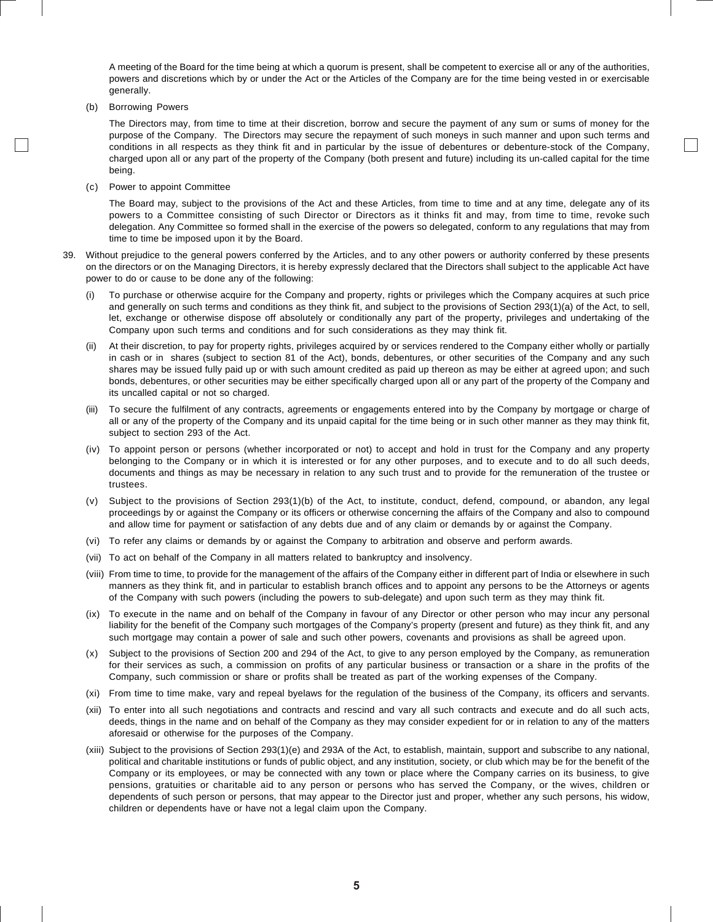A meeting of the Board for the time being at which a quorum is present, shall be competent to exercise all or any of the authorities, powers and discretions which by or under the Act or the Articles of the Company are for the time being vested in or exercisable generally.

(b) Borrowing Powers

The Directors may, from time to time at their discretion, borrow and secure the payment of any sum or sums of money for the purpose of the Company. The Directors may secure the repayment of such moneys in such manner and upon such terms and conditions in all respects as they think fit and in particular by the issue of debentures or debenture-stock of the Company, charged upon all or any part of the property of the Company (both present and future) including its un-called capital for the time being.

(c) Power to appoint Committee

The Board may, subject to the provisions of the Act and these Articles, from time to time and at any time, delegate any of its powers to a Committee consisting of such Director or Directors as it thinks fit and may, from time to time, revoke such delegation. Any Committee so formed shall in the exercise of the powers so delegated, conform to any regulations that may from time to time be imposed upon it by the Board.

39. Without prejudice to the general powers conferred by the Articles, and to any other powers or authority conferred by these presents on the directors or on the Managing Directors, it is hereby expressly declared that the Directors shall subject to the applicable Act have power to do or cause to be done any of the following:

(i) To purchase or otherwise acquire for the Company and property, rights or privileges which the Company acquires at such price and generally on such terms and conditions as they think fit, and subject to the provisions of Section 293(1)(a) of the Act, to sell, let, exchange or otherwise dispose off absolutely or conditionally any part of the property, privileges and undertaking of the Company upon such terms and conditions and for such considerations as they may think fit.

(ii) At their discretion, to pay for property rights, privileges acquired by or services rendered to the Company either wholly or partially in cash or in shares (subject to section 81 of the Act), bonds, debentures, or other securities of the Company and any such shares may be issued fully paid up or with such amount credited as paid up thereon as may be either at agreed upon; and such bonds, debentures, or other securities may be either specifically charged upon all or any part of the property of the Company and its uncalled capital or not so charged.

(iii) To secure the fulfilment of any contracts, agreements or engagements entered into by the Company by mortgage or charge of all or any of the property of the Company and its unpaid capital for the time being or in such other manner as they may think fit, subject to section 293 of the Act.

(iv) To appoint person or persons (whether incorporated or not) to accept and hold in trust for the Company and any property belonging to the Company or in which it is interested or for any other purposes, and to execute and to do all such deeds, documents and things as may be necessary in relation to any such trust and to provide for the remuneration of the trustee or trustees.

(v) Subject to the provisions of Section 293(1)(b) of the Act, to institute, conduct, defend, compound, or abandon, any legal proceedings by or against the Company or its officers or otherwise concerning the affairs of the Company and also to compound and allow time for payment or satisfaction of any debts due and of any claim or demands by or against the Company.

(vi) To refer any claims or demands by or against the Company to arbitration and observe and perform awards.

(vii) To act on behalf of the Company in all matters related to bankruptcy and insolvency.

(viii) From time to time, to provide for the management of the affairs of the Company either in different part of India or elsewhere in such manners as they think fit, and in particular to establish branch offices and to appoint any persons to be the Attorneys or agents of the Company with such powers (including the powers to sub-delegate) and upon such term as they may think fit.

(ix) To execute in the name and on behalf of the Company in favour of any Director or other person who may incur any personal liability for the benefit of the Company such mortgages of the Company's property (present and future) as they think fit, and any such mortgage may contain a power of sale and such other powers, covenants and provisions as shall be agreed upon.

(x) Subject to the provisions of Section 200 and 294 of the Act, to give to any person employed by the Company, as remuneration for their services as such, a commission on profits of any particular business or transaction or a share in the profits of the Company, such commission or share or profits shall be treated as part of the working expenses of the Company.

(xi) From time to time make, vary and repeal byelaws for the regulation of the business of the Company, its officers and servants.

(xii) To enter into all such negotiations and contracts and rescind and vary all such contracts and execute and do all such acts, deeds, things in the name and on behalf of the Company as they may consider expedient for or in relation to any of the matters aforesaid or otherwise for the purposes of the Company.

(xiii) Subject to the provisions of Section 293(1)(e) and 293A of the Act, to establish, maintain, support and subscribe to any national, political and charitable institutions or funds of public object, and any institution, society, or club which may be for the benefit of the Company or its employees, or may be connected with any town or place where the Company carries on its business, to give pensions, gratuities or charitable aid to any person or persons who has served the Company, or the wives, children or dependents of such person or persons, that may appear to the Director just and proper, whether any such persons, his widow, children or dependents have or have not a legal claim upon the Company.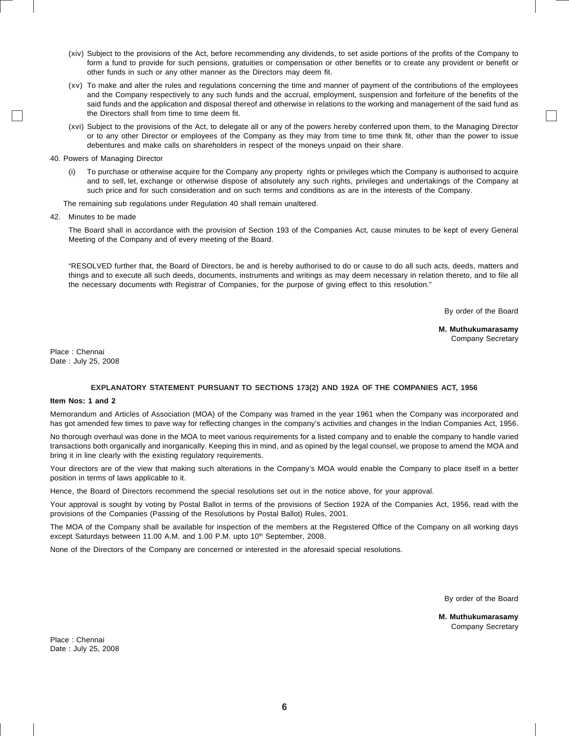(xiv) Subject to the provisions of the Act, before recommending any dividends, to set aside portions of the profits of the Company to form a fund to provide for such pensions, gratuities or compensation or other benefits or to create any provident or benefit or other funds in such or any other manner as the Directors may deem fit.

(xv) To make and alter the rules and regulations concerning the time and manner of payment of the contributions of the employees and the Company respectively to any such funds and the accrual, employment, suspension and forfeiture of the benefits of the said funds and the application and disposal thereof and otherwise in relations to the working and management of the said fund as the Directors shall from time to time deem fit.

(xvi) Subject to the provisions of the Act, to delegate all or any of the powers hereby conferred upon them, to the Managing Director or to any other Director or employees of the Company as they may from time to time think fit, other than the power to issue debentures and make calls on shareholders in respect of the moneys unpaid on their share.

40. Powers of Managing Director

(i) To purchase or otherwise acquire for the Company any property rights or privileges which the Company is authorised to acquire and to sell, let, exchange or otherwise dispose of absolutely any such rights, privileges and undertakings of the Company at such price and for such consideration and on such terms and conditions as are in the interests of the Company.

The remaining sub regulations under Regulation 40 shall remain unaltered.

42. Minutes to be made

The Board shall in accordance with the provision of Section 193 of the Companies Act, cause minutes to be kept of every General Meeting of the Company and of every meeting of the Board.

"RESOLVED further that, the Board of Directors, be and is hereby authorised to do or cause to do all such acts, deeds, matters and things and to execute all such deeds, documents, instruments and writings as may deem necessary in relation thereto, and to file all the necessary documents with Registrar of Companies, for the purpose of giving effect to this resolution."

By order of the Board

**M. Muthukumarasamy**
Company Secretary

Place : Chennai
Date : July 25, 2008

**EXPLANATORY STATEMENT PURSUANT TO SECTIONS 173(2) AND 192A OF THE COMPANIES ACT, 1956**

**Item Nos: 1 and 2**

Memorandum and Articles of Association (MOA) of the Company was framed in the year 1961 when the Company was incorporated and has got amended few times to pave way for reflecting changes in the company's activities and changes in the Indian Companies Act, 1956.

No thorough overhaul was done in the MOA to meet various requirements for a listed company and to enable the company to handle varied transactions both organically and inorganically. Keeping this in mind, and as opined by the legal counsel, we propose to amend the MOA and bring it in line clearly with the existing regulatory requirements.

Your directors are of the view that making such alterations in the Company's MOA would enable the Company to place itself in a better position in terms of laws applicable to it.

Hence, the Board of Directors recommend the special resolutions set out in the notice above, for your approval.

Your approval is sought by voting by Postal Ballot in terms of the provisions of Section 192A of the Companies Act, 1956, read with the provisions of the Companies (Passing of the Resolutions by Postal Ballot) Rules, 2001.

The MOA of the Company shall be available for inspection of the members at the Registered Office of the Company on all working days except Saturdays between 11.00 A.M. and 1.00 P.M. upto 10th September, 2008.

None of the Directors of the Company are concerned or interested in the aforesaid special resolutions.

By order of the Board

**M. Muthukumarasamy**
Company Secretary

Place : Chennai
Date : July 25, 2008